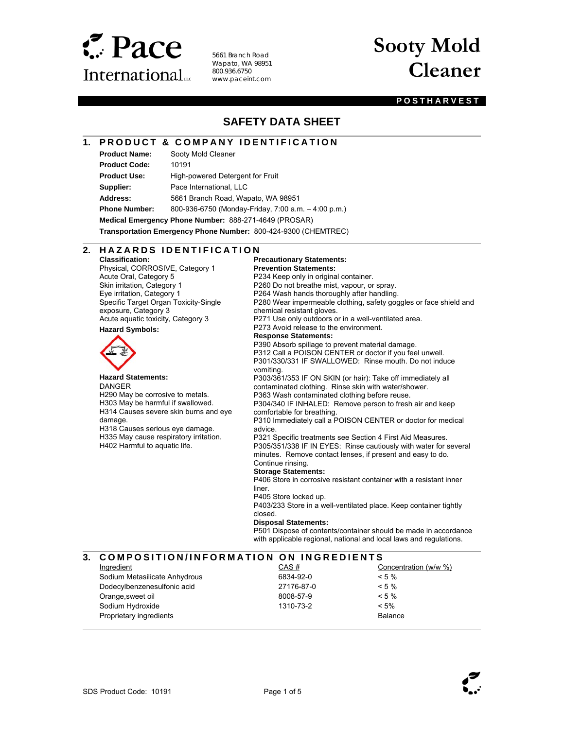Pace International LLC

5661 Branch Road
Wapato, WA 98951
800.936.6750
www.paceint.com

# Sooty Mold Cleaner

**POSTHARVEST**

## SAFETY DATA SHEET

## 1. PRODUCT & COMPANY IDENTIFICATION

**Product Name:** Sooty Mold Cleaner
**Product Code:** 10191
**Product Use:** High-powered Detergent for Fruit
**Supplier:** Pace International, LLC
**Address:** 5661 Branch Road, Wapato, WA 98951
**Phone Number:** 800-936-6750 (Monday-Friday, 7:00 a.m. – 4:00 p.m.)
**Medical Emergency Phone Number:** 888-271-4649 (PROSAR)
**Transportation Emergency Phone Number:** 800-424-9300 (CHEMTREC)

## 2. HAZARDS IDENTIFICATION

**Classification:**
Physical, CORROSIVE, Category 1
Acute Oral, Category 5
Skin irritation, Category 1
Eye irritation, Category 1
Specific Target Organ Toxicity-Single exposure, Category 3
Acute aquatic toxicity, Category 3

**Hazard Symbols:**

**Hazard Statements:**
DANGER
H290 May be corrosive to metals.
H303 May be harmful if swallowed.
H314 Causes severe skin burns and eye damage.
H318 Causes serious eye damage.
H335 May cause respiratory irritation.
H402 Harmful to aquatic life.

**Precautionary Statements:**

**Prevention Statements:**
P234 Keep only in original container.
P260 Do not breathe mist, vapour, or spray.
P264 Wash hands thoroughly after handling.
P280 Wear impermeable clothing, safety goggles or face shield and chemical resistant gloves.
P271 Use only outdoors or in a well-ventilated area.
P273 Avoid release to the environment.

**Response Statements:**
P390 Absorb spillage to prevent material damage.
P312 Call a POISON CENTER or doctor if you feel unwell.
P301/330/331 IF SWALLOWED: Rinse mouth. Do not induce vomiting.
P303/361/353 IF ON SKIN (or hair): Take off immediately all contaminated clothing. Rinse skin with water/shower.
P363 Wash contaminated clothing before reuse.
P304/340 IF INHALED: Remove person to fresh air and keep comfortable for breathing.
P310 Immediately call a POISON CENTER or doctor for medical advice.
P321 Specific treatments see Section 4 First Aid Measures.
P305/351/338 IF IN EYES: Rinse cautiously with water for several minutes. Remove contact lenses, if present and easy to do. Continue rinsing.

**Storage Statements:**
P406 Store in corrosive resistant container with a resistant inner liner.
P405 Store locked up.
P403/233 Store in a well-ventilated place. Keep container tightly closed.

**Disposal Statements:**
P501 Dispose of contents/container should be made in accordance with applicable regional, national and local laws and regulations.

## 3. COMPOSITION/INFORMATION ON INGREDIENTS

| Ingredient | CAS # | Concentration (w/w %) |
|---|---|---|
| Sodium Metasilicate Anhydrous | 6834-92-0 | < 5 % |
| Dodecylbenzenesulfonic acid | 27176-87-0 | < 5 % |
| Orange,sweet oil | 8008-57-9 | < 5 % |
| Sodium Hydroxide | 1310-73-2 | < 5% |
| Proprietary ingredients | | Balance |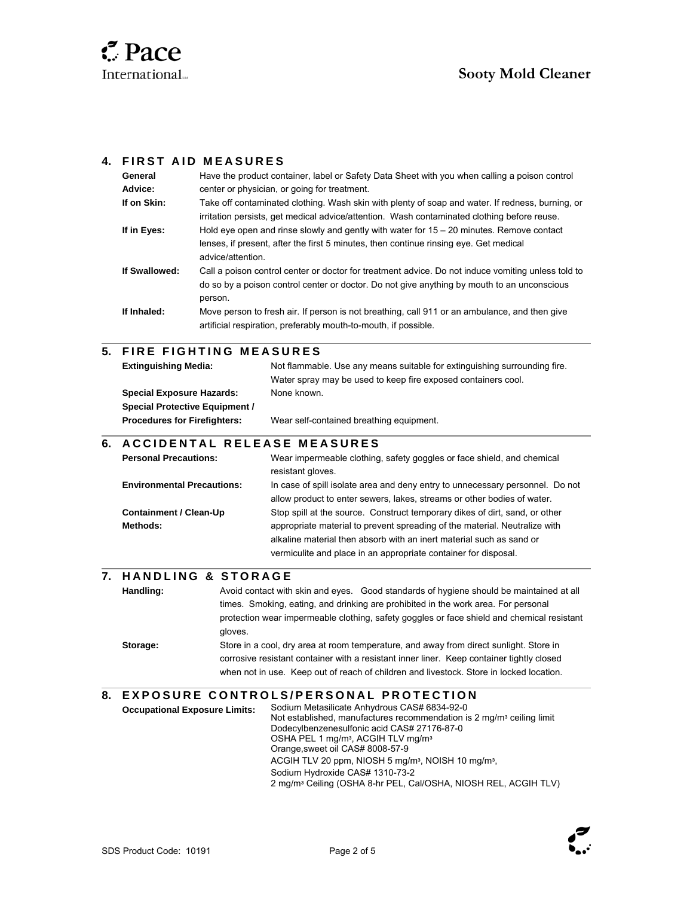## 4. FIRST AID MEASURES

**General Advice:** Have the product container, label or Safety Data Sheet with you when calling a poison control center or physician, or going for treatment.

**If on Skin:** Take off contaminated clothing. Wash skin with plenty of soap and water. If redness, burning, or irritation persists, get medical advice/attention. Wash contaminated clothing before reuse.

**If in Eyes:** Hold eye open and rinse slowly and gently with water for 15 – 20 minutes. Remove contact lenses, if present, after the first 5 minutes, then continue rinsing eye. Get medical advice/attention.

**If Swallowed:** Call a poison control center or doctor for treatment advice. Do not induce vomiting unless told to do so by a poison control center or doctor. Do not give anything by mouth to an unconscious person.

**If Inhaled:** Move person to fresh air. If person is not breathing, call 911 or an ambulance, and then give artificial respiration, preferably mouth-to-mouth, if possible.

## 5. FIRE FIGHTING MEASURES

**Extinguishing Media:** Not flammable. Use any means suitable for extinguishing surrounding fire. Water spray may be used to keep fire exposed containers cool.

**Special Exposure Hazards:** None known.

**Special Protective Equipment / Procedures for Firefighters:** Wear self-contained breathing equipment.

## 6. ACCIDENTAL RELEASE MEASURES

**Personal Precautions:** Wear impermeable clothing, safety goggles or face shield, and chemical resistant gloves.

**Environmental Precautions:** In case of spill isolate area and deny entry to unnecessary personnel. Do not allow product to enter sewers, lakes, streams or other bodies of water.

**Containment / Clean-Up Methods:** Stop spill at the source. Construct temporary dikes of dirt, sand, or other appropriate material to prevent spreading of the material. Neutralize with alkaline material then absorb with an inert material such as sand or vermiculite and place in an appropriate container for disposal.

## 7. HANDLING & STORAGE

**Handling:** Avoid contact with skin and eyes. Good standards of hygiene should be maintained at all times. Smoking, eating, and drinking are prohibited in the work area. For personal protection wear impermeable clothing, safety goggles or face shield and chemical resistant gloves.

**Storage:** Store in a cool, dry area at room temperature, and away from direct sunlight. Store in corrosive resistant container with a resistant inner liner. Keep container tightly closed when not in use. Keep out of reach of children and livestock. Store in locked location.

## 8. EXPOSURE CONTROLS/PERSONAL PROTECTION

**Occupational Exposure Limits:**
Sodium Metasilicate Anhydrous CAS# 6834-92-0
Not established, manufactures recommendation is 2 mg/m³ ceiling limit
Dodecylbenzenesulfonic acid CAS# 27176-87-0
OSHA PEL 1 mg/m³, ACGIH TLV mg/m³
Orange,sweet oil CAS# 8008-57-9
ACGIH TLV 20 ppm, NIOSH 5 mg/m³, NOISH 10 mg/m³,
Sodium Hydroxide CAS# 1310-73-2
2 mg/m³ Ceiling (OSHA 8-hr PEL, Cal/OSHA, NIOSH REL, ACGIH TLV)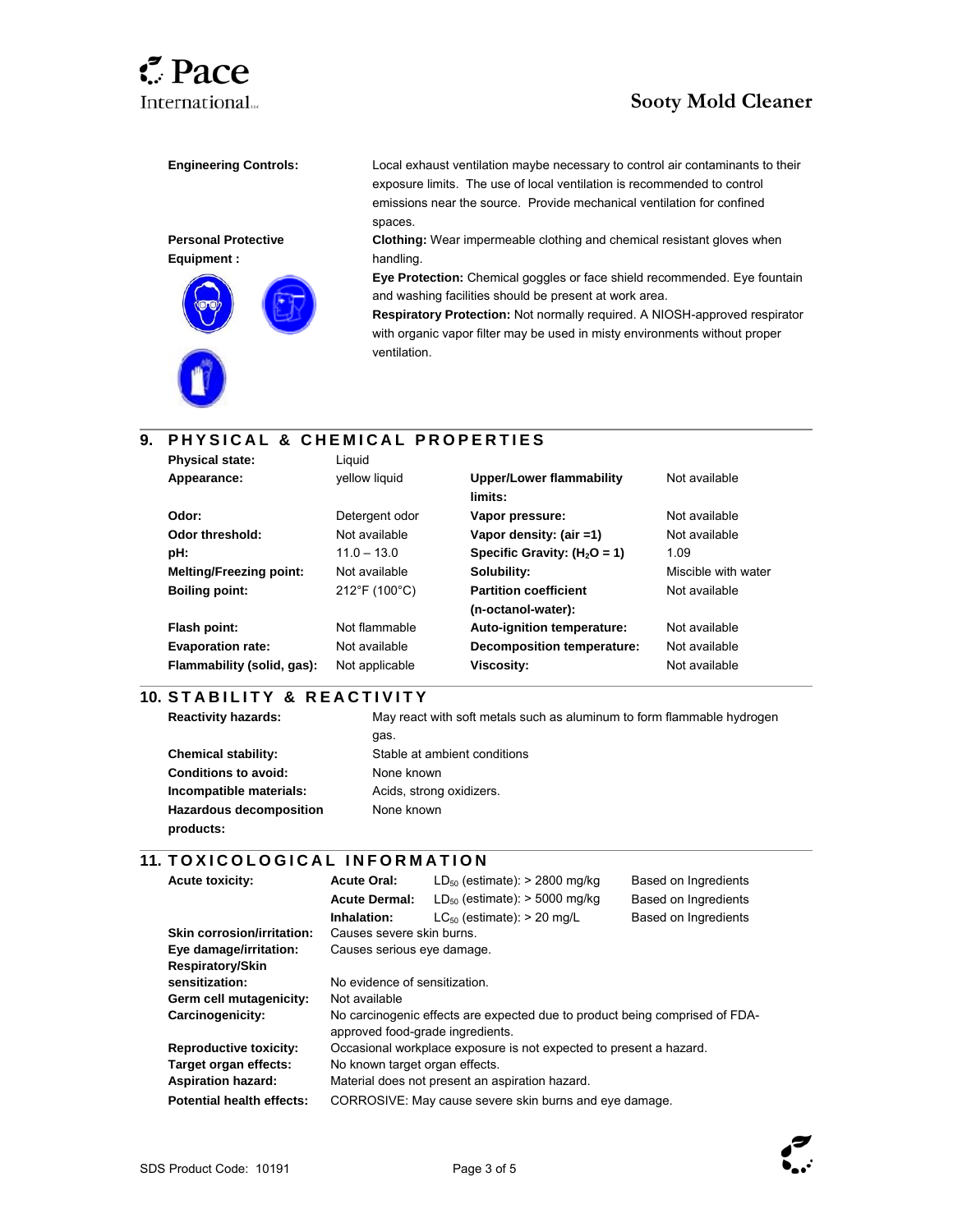**Engineering Controls:** Local exhaust ventilation maybe necessary to control air contaminants to their exposure limits. The use of local ventilation is recommended to control emissions near the source. Provide mechanical ventilation for confined spaces.

**Personal Protective Equipment :**

**Clothing:** Wear impermeable clothing and chemical resistant gloves when handling.

**Eye Protection:** Chemical goggles or face shield recommended. Eye fountain and washing facilities should be present at work area.

**Respiratory Protection:** Not normally required. A NIOSH-approved respirator with organic vapor filter may be used in misty environments without proper ventilation.

## 9. PHYSICAL & CHEMICAL PROPERTIES

| | | | |
|---|---|---|---|
| **Physical state:** | Liquid | | |
| **Appearance:** | yellow liquid | **Upper/Lower flammability limits:** | Not available |
| **Odor:** | Detergent odor | **Vapor pressure:** | Not available |
| **Odor threshold:** | Not available | **Vapor density: (air =1)** | Not available |
| **pH:** | 11.0 – 13.0 | **Specific Gravity: ($H_2O$ = 1)** | 1.09 |
| **Melting/Freezing point:** | Not available | **Solubility:** | Miscible with water |
| **Boiling point:** | 212°F (100°C) | **Partition coefficient (n-octanol-water):** | Not available |
| **Flash point:** | Not flammable | **Auto-ignition temperature:** | Not available |
| **Evaporation rate:** | Not available | **Decomposition temperature:** | Not available |
| **Flammability (solid, gas):** | Not applicable | **Viscosity:** | Not available |

## 10. STABILITY & REACTIVITY

**Reactivity hazards:** May react with soft metals such as aluminum to form flammable hydrogen gas.

**Chemical stability:** Stable at ambient conditions

**Conditions to avoid:** None known

**Incompatible materials:** Acids, strong oxidizers.

**Hazardous decomposition products:** None known

## 11. TOXICOLOGICAL INFORMATION

| | | | |
|---|---|---|---|
| **Acute toxicity:** | **Acute Oral:** | $LD_{50}$ (estimate): > 2800 mg/kg | Based on Ingredients |
| | **Acute Dermal:** | $LD_{50}$ (estimate): > 5000 mg/kg | Based on Ingredients |
| | **Inhalation:** | $LC_{50}$ (estimate): > 20 mg/L | Based on Ingredients |

**Skin corrosion/irritation:** Causes severe skin burns.

**Eye damage/irritation:** Causes serious eye damage.

**Respiratory/Skin sensitization:** No evidence of sensitization.

**Germ cell mutagenicity:** Not available

**Carcinogenicity:** No carcinogenic effects are expected due to product being comprised of FDA-approved food-grade ingredients.

**Reproductive toxicity:** Occasional workplace exposure is not expected to present a hazard.

**Target organ effects:** No known target organ effects.

**Aspiration hazard:** Material does not present an aspiration hazard.

**Potential health effects:** CORROSIVE: May cause severe skin burns and eye damage.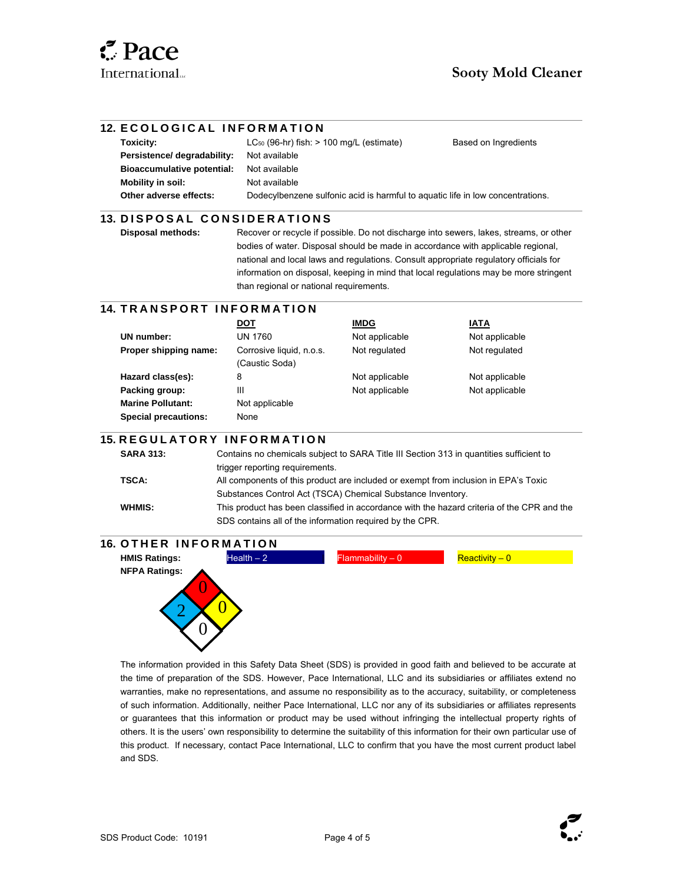## 12. ECOLOGICAL INFORMATION

| | | |
|---|---|---|
| **Toxicity:** | $LC_{50}$ (96-hr) fish: > 100 mg/L (estimate) | Based on Ingredients |
| **Persistence/ degradability:** | Not available | |
| **Bioaccumulative potential:** | Not available | |
| **Mobility in soil:** | Not available | |
| **Other adverse effects:** | Dodecylbenzene sulfonic acid is harmful to aquatic life in low concentrations. | |

## 13. DISPOSAL CONSIDERATIONS

**Disposal methods:** Recover or recycle if possible. Do not discharge into sewers, lakes, streams, or other bodies of water. Disposal should be made in accordance with applicable regional, national and local laws and regulations. Consult appropriate regulatory officials for information on disposal, keeping in mind that local regulations may be more stringent than regional or national requirements.

## 14. TRANSPORT INFORMATION

| | DOT | IMDG | IATA |
|---|---|---|---|
| **UN number:** | UN 1760 | Not applicable | Not applicable |
| **Proper shipping name:** | Corrosive liquid, n.o.s. (Caustic Soda) | Not regulated | Not regulated |
| **Hazard class(es):** | 8 | Not applicable | Not applicable |
| **Packing group:** | III | Not applicable | Not applicable |
| **Marine Pollutant:** | Not applicable | | |
| **Special precautions:** | None | | |

## 15. REGULATORY INFORMATION

**SARA 313:** Contains no chemicals subject to SARA Title III Section 313 in quantities sufficient to trigger reporting requirements.

**TSCA:** All components of this product are included or exempt from inclusion in EPA's Toxic Substances Control Act (TSCA) Chemical Substance Inventory.

**WHMIS:** This product has been classified in accordance with the hazard criteria of the CPR and the SDS contains all of the information required by the CPR.

## 16. OTHER INFORMATION

**HMIS Ratings:** Health – 2 | Flammability – 0 | Reactivity – 0

**NFPA Ratings:** Flammability (red): 0; Health (blue): 2; Reactivity (yellow): 0; Special (white): 0

The information provided in this Safety Data Sheet (SDS) is provided in good faith and believed to be accurate at the time of preparation of the SDS. However, Pace International, LLC and its subsidiaries or affiliates extend no warranties, make no representations, and assume no responsibility as to the accuracy, suitability, or completeness of such information. Additionally, neither Pace International, LLC nor any of its subsidiaries or affiliates represents or guarantees that this information or product may be used without infringing the intellectual property rights of others. It is the users' own responsibility to determine the suitability of this information for their own particular use of this product. If necessary, contact Pace International, LLC to confirm that you have the most current product label and SDS.

SDS Product Code: 10191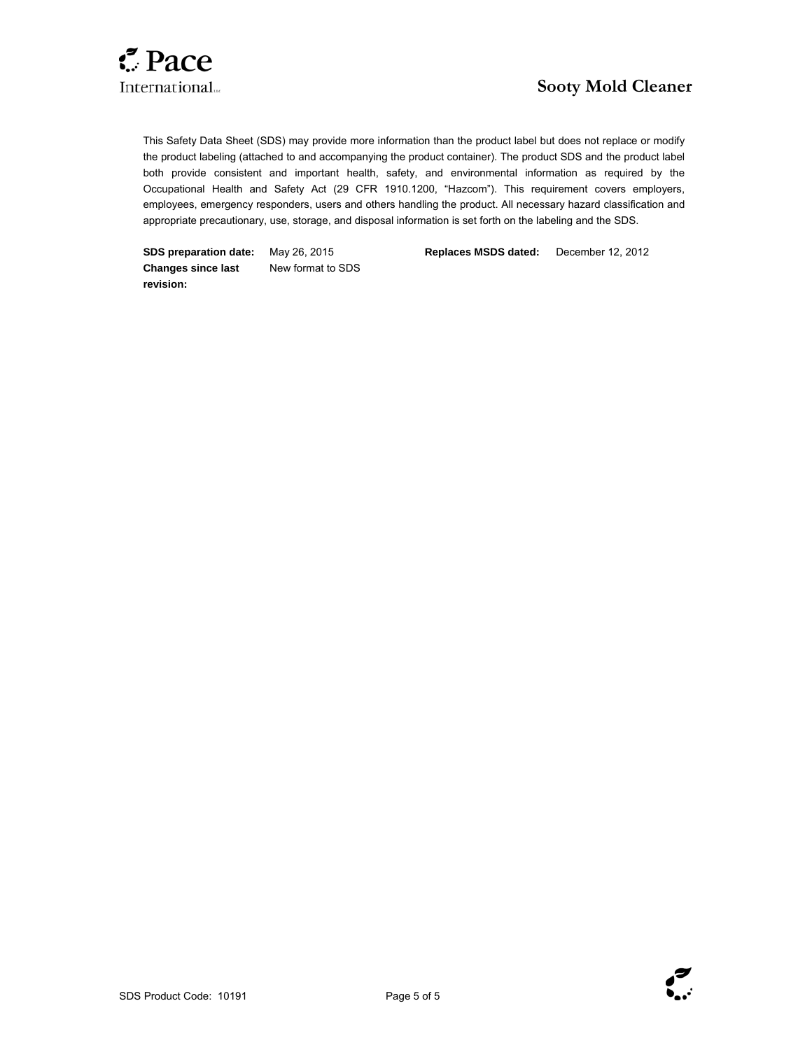This Safety Data Sheet (SDS) may provide more information than the product label but does not replace or modify the product labeling (attached to and accompanying the product container). The product SDS and the product label both provide consistent and important health, safety, and environmental information as required by the Occupational Health and Safety Act (29 CFR 1910.1200, "Hazcom"). This requirement covers employers, employees, emergency responders, users and others handling the product. All necessary hazard classification and appropriate precautionary, use, storage, and disposal information is set forth on the labeling and the SDS.

| | | | |
|---|---|---|---|
| **SDS preparation date:** | May 26, 2015 | **Replaces MSDS dated:** | December 12, 2012 |
| **Changes since last revision:** | New format to SDS | | |